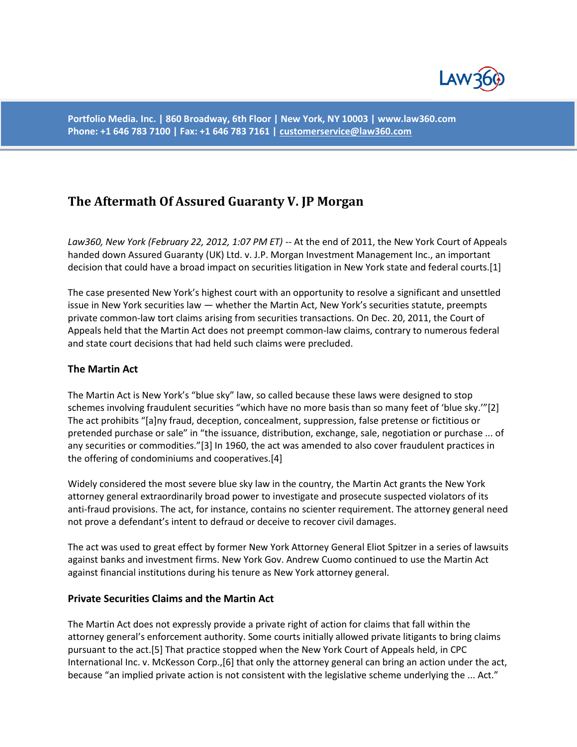# The Aftermath Of Assured Guaranty V. JP Morgan

*Law360, New York (February 22, 2012, 1:07 PM ET)* -- At the end of 2011, the New York Court of Appeals handed down Assured Guaranty (UK) Ltd. v. J.P. Morgan Investment Management Inc., an important decision that could have a broad impact on securities litigation in New York state and federal courts.[1]

The case presented New York's highest court with an opportunity to resolve a significant and unsettled issue in New York securities law — whether the Martin Act, New York's securities statute, preempts private common-law tort claims arising from securities transactions. On Dec. 20, 2011, the Court of Appeals held that the Martin Act does not preempt common-law claims, contrary to numerous federal and state court decisions that had held such claims were precluded.

### The Martin Act

The Martin Act is New York's "blue sky" law, so called because these laws were designed to stop schemes involving fraudulent securities "which have no more basis than so many feet of 'blue sky.'"[2] The act prohibits "[a]ny fraud, deception, concealment, suppression, false pretense or fictitious or pretended purchase or sale" in "the issuance, distribution, exchange, sale, negotiation or purchase ... of any securities or commodities."[3] In 1960, the act was amended to also cover fraudulent practices in the offering of condominiums and cooperatives.[4]

Widely considered the most severe blue sky law in the country, the Martin Act grants the New York attorney general extraordinarily broad power to investigate and prosecute suspected violators of its anti-fraud provisions. The act, for instance, contains no scienter requirement. The attorney general need not prove a defendant's intent to defraud or deceive to recover civil damages.

The act was used to great effect by former New York Attorney General Eliot Spitzer in a series of lawsuits against banks and investment firms. New York Gov. Andrew Cuomo continued to use the Martin Act against financial institutions during his tenure as New York attorney general.

### Private Securities Claims and the Martin Act

The Martin Act does not expressly provide a private right of action for claims that fall within the attorney general's enforcement authority. Some courts initially allowed private litigants to bring claims pursuant to the act.[5] That practice stopped when the New York Court of Appeals held, in CPC International Inc. v. McKesson Corp.,[6] that only the attorney general can bring an action under the act, because "an implied private action is not consistent with the legislative scheme underlying the ... Act."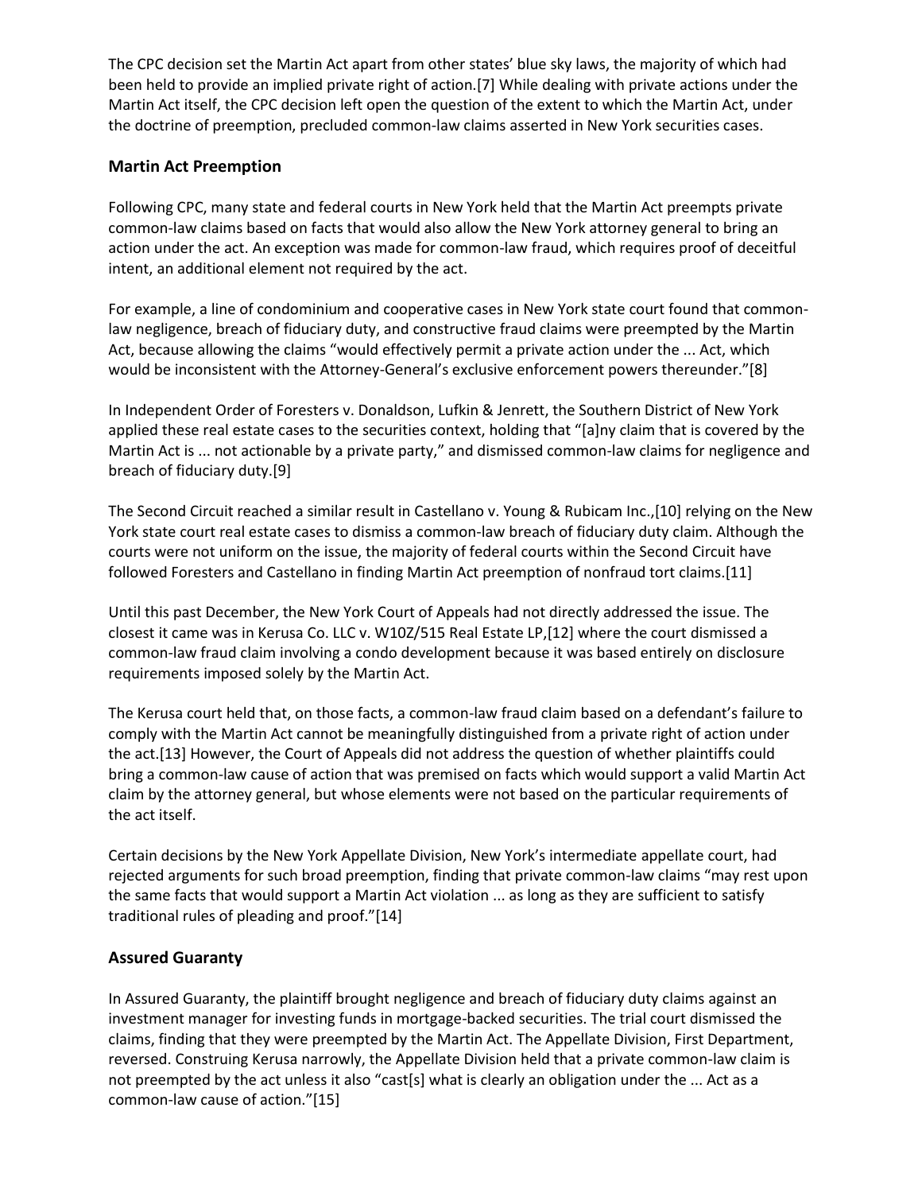The CPC decision set the Martin Act apart from other states' blue sky laws, the majority of which had been held to provide an implied private right of action.[7] While dealing with private actions under the Martin Act itself, the CPC decision left open the question of the extent to which the Martin Act, under the doctrine of preemption, precluded common-law claims asserted in New York securities cases.

## Martin Act Preemption

Following CPC, many state and federal courts in New York held that the Martin Act preempts private common-law claims based on facts that would also allow the New York attorney general to bring an action under the act. An exception was made for common-law fraud, which requires proof of deceitful intent, an additional element not required by the act.

For example, a line of condominium and cooperative cases in New York state court found that common-law negligence, breach of fiduciary duty, and constructive fraud claims were preempted by the Martin Act, because allowing the claims "would effectively permit a private action under the ... Act, which would be inconsistent with the Attorney-General's exclusive enforcement powers thereunder."[8]

In Independent Order of Foresters v. Donaldson, Lufkin & Jenrett, the Southern District of New York applied these real estate cases to the securities context, holding that "[a]ny claim that is covered by the Martin Act is ... not actionable by a private party," and dismissed common-law claims for negligence and breach of fiduciary duty.[9]

The Second Circuit reached a similar result in Castellano v. Young & Rubicam Inc.,[10] relying on the New York state court real estate cases to dismiss a common-law breach of fiduciary duty claim. Although the courts were not uniform on the issue, the majority of federal courts within the Second Circuit have followed Foresters and Castellano in finding Martin Act preemption of nonfraud tort claims.[11]

Until this past December, the New York Court of Appeals had not directly addressed the issue. The closest it came was in Kerusa Co. LLC v. W10Z/515 Real Estate LP,[12] where the court dismissed a common-law fraud claim involving a condo development because it was based entirely on disclosure requirements imposed solely by the Martin Act.

The Kerusa court held that, on those facts, a common-law fraud claim based on a defendant's failure to comply with the Martin Act cannot be meaningfully distinguished from a private right of action under the act.[13] However, the Court of Appeals did not address the question of whether plaintiffs could bring a common-law cause of action that was premised on facts which would support a valid Martin Act claim by the attorney general, but whose elements were not based on the particular requirements of the act itself.

Certain decisions by the New York Appellate Division, New York's intermediate appellate court, had rejected arguments for such broad preemption, finding that private common-law claims "may rest upon the same facts that would support a Martin Act violation ... as long as they are sufficient to satisfy traditional rules of pleading and proof."[14]

## Assured Guaranty

In Assured Guaranty, the plaintiff brought negligence and breach of fiduciary duty claims against an investment manager for investing funds in mortgage-backed securities. The trial court dismissed the claims, finding that they were preempted by the Martin Act. The Appellate Division, First Department, reversed. Construing Kerusa narrowly, the Appellate Division held that a private common-law claim is not preempted by the act unless it also "cast[s] what is clearly an obligation under the ... Act as a common-law cause of action."[15]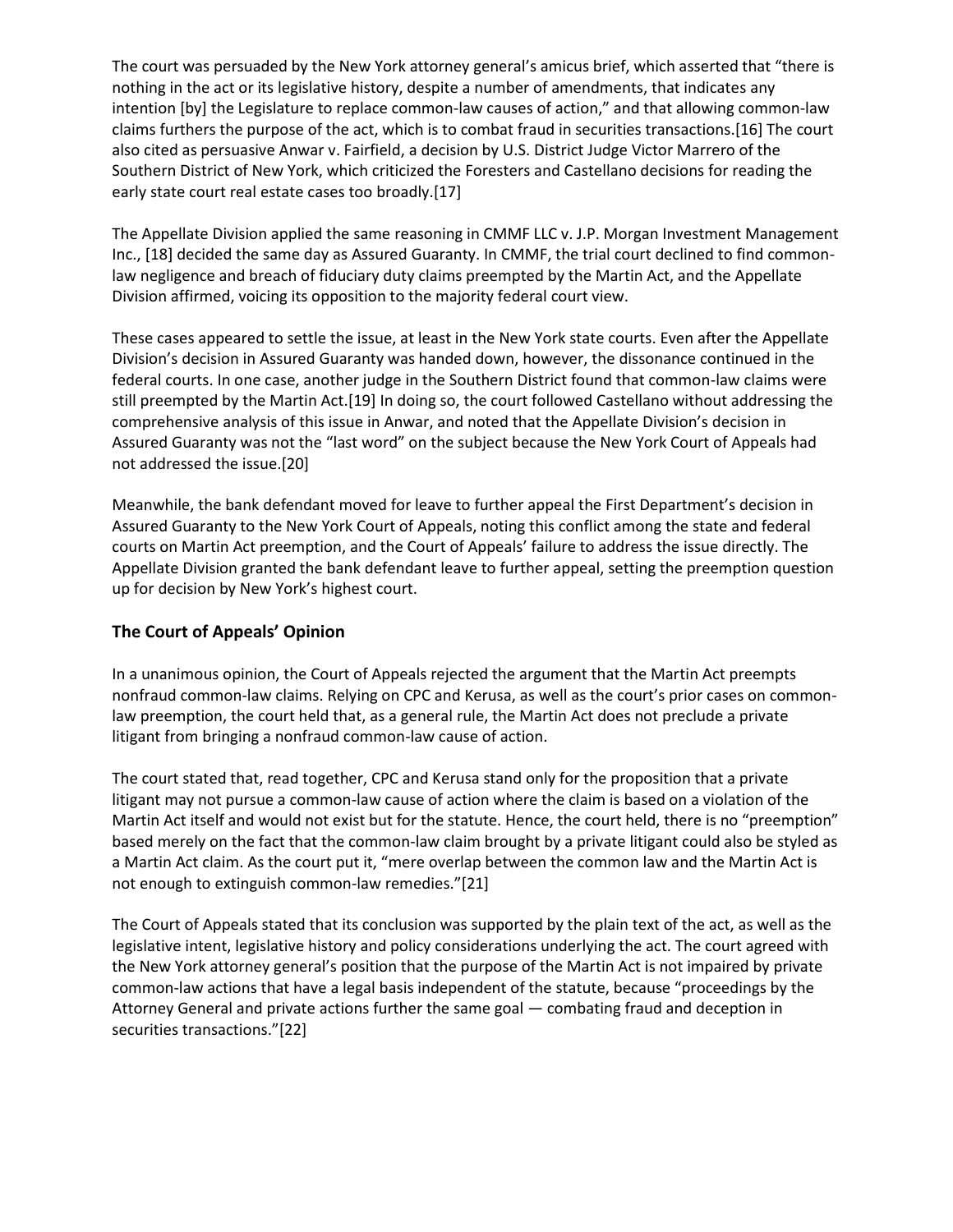The court was persuaded by the New York attorney general's amicus brief, which asserted that "there is nothing in the act or its legislative history, despite a number of amendments, that indicates any intention [by] the Legislature to replace common-law causes of action," and that allowing common-law claims furthers the purpose of the act, which is to combat fraud in securities transactions.[16] The court also cited as persuasive Anwar v. Fairfield, a decision by U.S. District Judge Victor Marrero of the Southern District of New York, which criticized the Foresters and Castellano decisions for reading the early state court real estate cases too broadly.[17]

The Appellate Division applied the same reasoning in CMMF LLC v. J.P. Morgan Investment Management Inc., [18] decided the same day as Assured Guaranty. In CMMF, the trial court declined to find common-law negligence and breach of fiduciary duty claims preempted by the Martin Act, and the Appellate Division affirmed, voicing its opposition to the majority federal court view.

These cases appeared to settle the issue, at least in the New York state courts. Even after the Appellate Division's decision in Assured Guaranty was handed down, however, the dissonance continued in the federal courts. In one case, another judge in the Southern District found that common-law claims were still preempted by the Martin Act.[19] In doing so, the court followed Castellano without addressing the comprehensive analysis of this issue in Anwar, and noted that the Appellate Division's decision in Assured Guaranty was not the "last word" on the subject because the New York Court of Appeals had not addressed the issue.[20]

Meanwhile, the bank defendant moved for leave to further appeal the First Department's decision in Assured Guaranty to the New York Court of Appeals, noting this conflict among the state and federal courts on Martin Act preemption, and the Court of Appeals' failure to address the issue directly. The Appellate Division granted the bank defendant leave to further appeal, setting the preemption question up for decision by New York's highest court.

## The Court of Appeals' Opinion

In a unanimous opinion, the Court of Appeals rejected the argument that the Martin Act preempts nonfraud common-law claims. Relying on CPC and Kerusa, as well as the court's prior cases on common-law preemption, the court held that, as a general rule, the Martin Act does not preclude a private litigant from bringing a nonfraud common-law cause of action.

The court stated that, read together, CPC and Kerusa stand only for the proposition that a private litigant may not pursue a common-law cause of action where the claim is based on a violation of the Martin Act itself and would not exist but for the statute. Hence, the court held, there is no "preemption" based merely on the fact that the common-law claim brought by a private litigant could also be styled as a Martin Act claim. As the court put it, "mere overlap between the common law and the Martin Act is not enough to extinguish common-law remedies."[21]

The Court of Appeals stated that its conclusion was supported by the plain text of the act, as well as the legislative intent, legislative history and policy considerations underlying the act. The court agreed with the New York attorney general's position that the purpose of the Martin Act is not impaired by private common-law actions that have a legal basis independent of the statute, because "proceedings by the Attorney General and private actions further the same goal — combating fraud and deception in securities transactions."[22]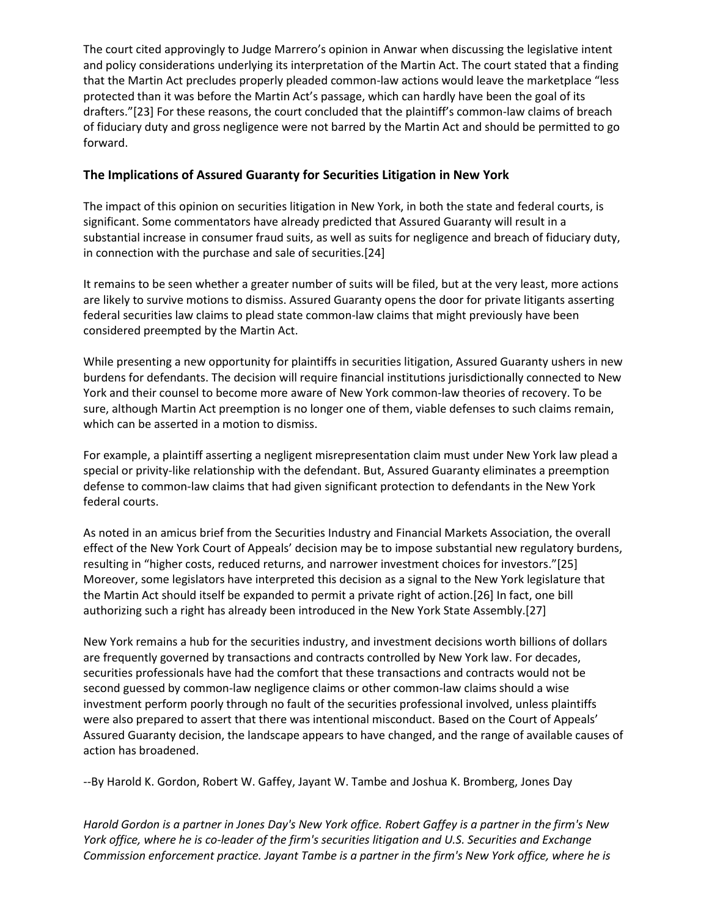The court cited approvingly to Judge Marrero's opinion in Anwar when discussing the legislative intent and policy considerations underlying its interpretation of the Martin Act. The court stated that a finding that the Martin Act precludes properly pleaded common-law actions would leave the marketplace "less protected than it was before the Martin Act's passage, which can hardly have been the goal of its drafters."[23] For these reasons, the court concluded that the plaintiff's common-law claims of breach of fiduciary duty and gross negligence were not barred by the Martin Act and should be permitted to go forward.

## The Implications of Assured Guaranty for Securities Litigation in New York

The impact of this opinion on securities litigation in New York, in both the state and federal courts, is significant. Some commentators have already predicted that Assured Guaranty will result in a substantial increase in consumer fraud suits, as well as suits for negligence and breach of fiduciary duty, in connection with the purchase and sale of securities.[24]

It remains to be seen whether a greater number of suits will be filed, but at the very least, more actions are likely to survive motions to dismiss. Assured Guaranty opens the door for private litigants asserting federal securities law claims to plead state common-law claims that might previously have been considered preempted by the Martin Act.

While presenting a new opportunity for plaintiffs in securities litigation, Assured Guaranty ushers in new burdens for defendants. The decision will require financial institutions jurisdictionally connected to New York and their counsel to become more aware of New York common-law theories of recovery. To be sure, although Martin Act preemption is no longer one of them, viable defenses to such claims remain, which can be asserted in a motion to dismiss.

For example, a plaintiff asserting a negligent misrepresentation claim must under New York law plead a special or privity-like relationship with the defendant. But, Assured Guaranty eliminates a preemption defense to common-law claims that had given significant protection to defendants in the New York federal courts.

As noted in an amicus brief from the Securities Industry and Financial Markets Association, the overall effect of the New York Court of Appeals' decision may be to impose substantial new regulatory burdens, resulting in "higher costs, reduced returns, and narrower investment choices for investors."[25] Moreover, some legislators have interpreted this decision as a signal to the New York legislature that the Martin Act should itself be expanded to permit a private right of action.[26] In fact, one bill authorizing such a right has already been introduced in the New York State Assembly.[27]

New York remains a hub for the securities industry, and investment decisions worth billions of dollars are frequently governed by transactions and contracts controlled by New York law. For decades, securities professionals have had the comfort that these transactions and contracts would not be second guessed by common-law negligence claims or other common-law claims should a wise investment perform poorly through no fault of the securities professional involved, unless plaintiffs were also prepared to assert that there was intentional misconduct. Based on the Court of Appeals' Assured Guaranty decision, the landscape appears to have changed, and the range of available causes of action has broadened.

--By Harold K. Gordon, Robert W. Gaffey, Jayant W. Tambe and Joshua K. Bromberg, Jones Day

*Harold Gordon is a partner in Jones Day's New York office. Robert Gaffey is a partner in the firm's New York office, where he is co-leader of the firm's securities litigation and U.S. Securities and Exchange Commission enforcement practice. Jayant Tambe is a partner in the firm's New York office, where he is*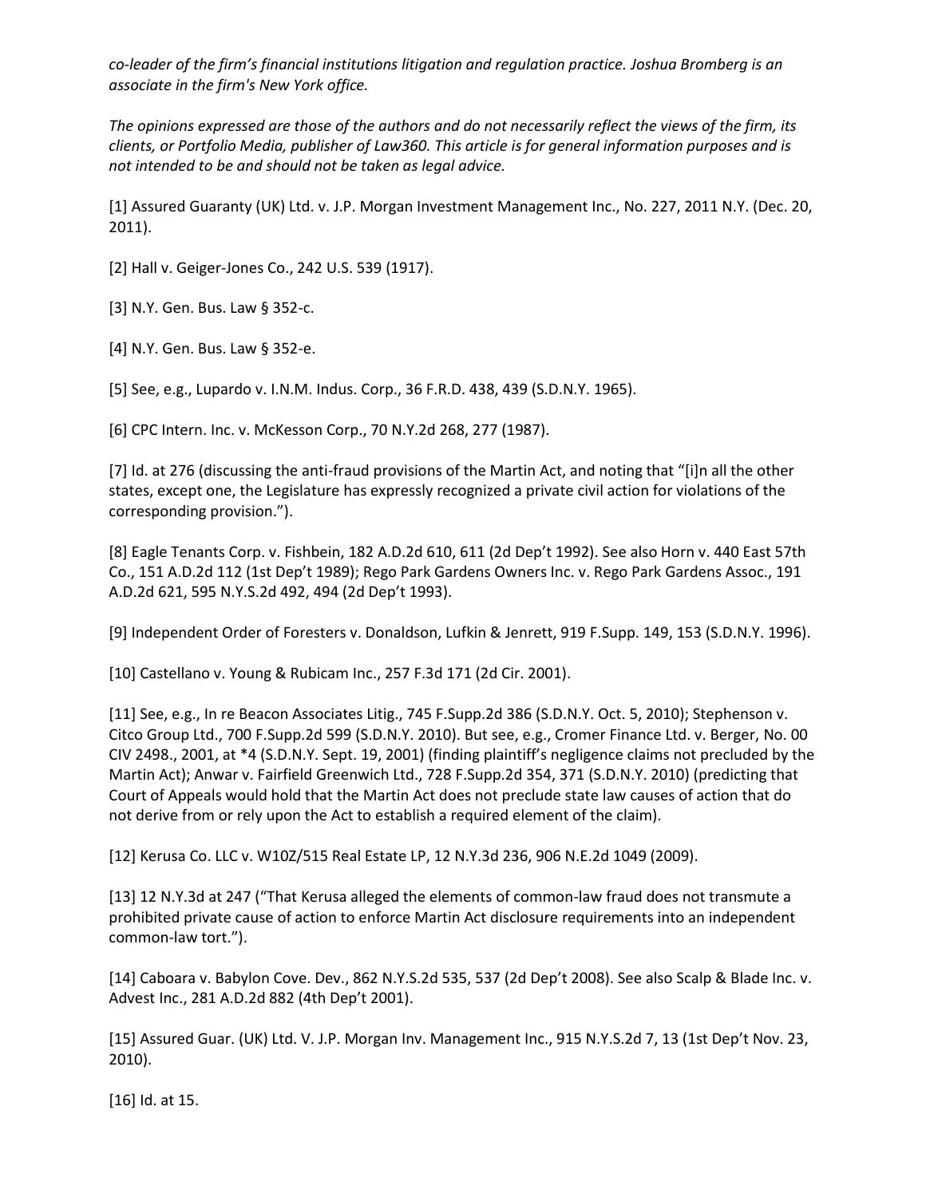*co-leader of the firm's financial institutions litigation and regulation practice. Joshua Bromberg is an associate in the firm's New York office.*

*The opinions expressed are those of the authors and do not necessarily reflect the views of the firm, its clients, or Portfolio Media, publisher of Law360. This article is for general information purposes and is not intended to be and should not be taken as legal advice.*

[1] Assured Guaranty (UK) Ltd. v. J.P. Morgan Investment Management Inc., No. 227, 2011 N.Y. (Dec. 20, 2011).

[2] Hall v. Geiger-Jones Co., 242 U.S. 539 (1917).

[3] N.Y. Gen. Bus. Law § 352-c.

[4] N.Y. Gen. Bus. Law § 352-e.

[5] See, e.g., Lupardo v. I.N.M. Indus. Corp., 36 F.R.D. 438, 439 (S.D.N.Y. 1965).

[6] CPC Intern. Inc. v. McKesson Corp., 70 N.Y.2d 268, 277 (1987).

[7] Id. at 276 (discussing the anti-fraud provisions of the Martin Act, and noting that "[i]n all the other states, except one, the Legislature has expressly recognized a private civil action for violations of the corresponding provision.").

[8] Eagle Tenants Corp. v. Fishbein, 182 A.D.2d 610, 611 (2d Dep't 1992). See also Horn v. 440 East 57th Co., 151 A.D.2d 112 (1st Dep't 1989); Rego Park Gardens Owners Inc. v. Rego Park Gardens Assoc., 191 A.D.2d 621, 595 N.Y.S.2d 492, 494 (2d Dep't 1993).

[9] Independent Order of Foresters v. Donaldson, Lufkin & Jenrett, 919 F.Supp. 149, 153 (S.D.N.Y. 1996).

[10] Castellano v. Young & Rubicam Inc., 257 F.3d 171 (2d Cir. 2001).

[11] See, e.g., In re Beacon Associates Litig., 745 F.Supp.2d 386 (S.D.N.Y. Oct. 5, 2010); Stephenson v. Citco Group Ltd., 700 F.Supp.2d 599 (S.D.N.Y. 2010). But see, e.g., Cromer Finance Ltd. v. Berger, No. 00 CIV 2498., 2001, at *4 (S.D.N.Y. Sept. 19, 2001) (finding plaintiff's negligence claims not precluded by the Martin Act); Anwar v. Fairfield Greenwich Ltd., 728 F.Supp.2d 354, 371 (S.D.N.Y. 2010) (predicting that Court of Appeals would hold that the Martin Act does not preclude state law causes of action that do not derive from or rely upon the Act to establish a required element of the claim).

[12] Kerusa Co. LLC v. W10Z/515 Real Estate LP, 12 N.Y.3d 236, 906 N.E.2d 1049 (2009).

[13] 12 N.Y.3d at 247 ("That Kerusa alleged the elements of common-law fraud does not transmute a prohibited private cause of action to enforce Martin Act disclosure requirements into an independent common-law tort.").

[14] Caboara v. Babylon Cove. Dev., 862 N.Y.S.2d 535, 537 (2d Dep't 2008). See also Scalp & Blade Inc. v. Advest Inc., 281 A.D.2d 882 (4th Dep't 2001).

[15] Assured Guar. (UK) Ltd. V. J.P. Morgan Inv. Management Inc., 915 N.Y.S.2d 7, 13 (1st Dep't Nov. 23, 2010).

[16] Id. at 15.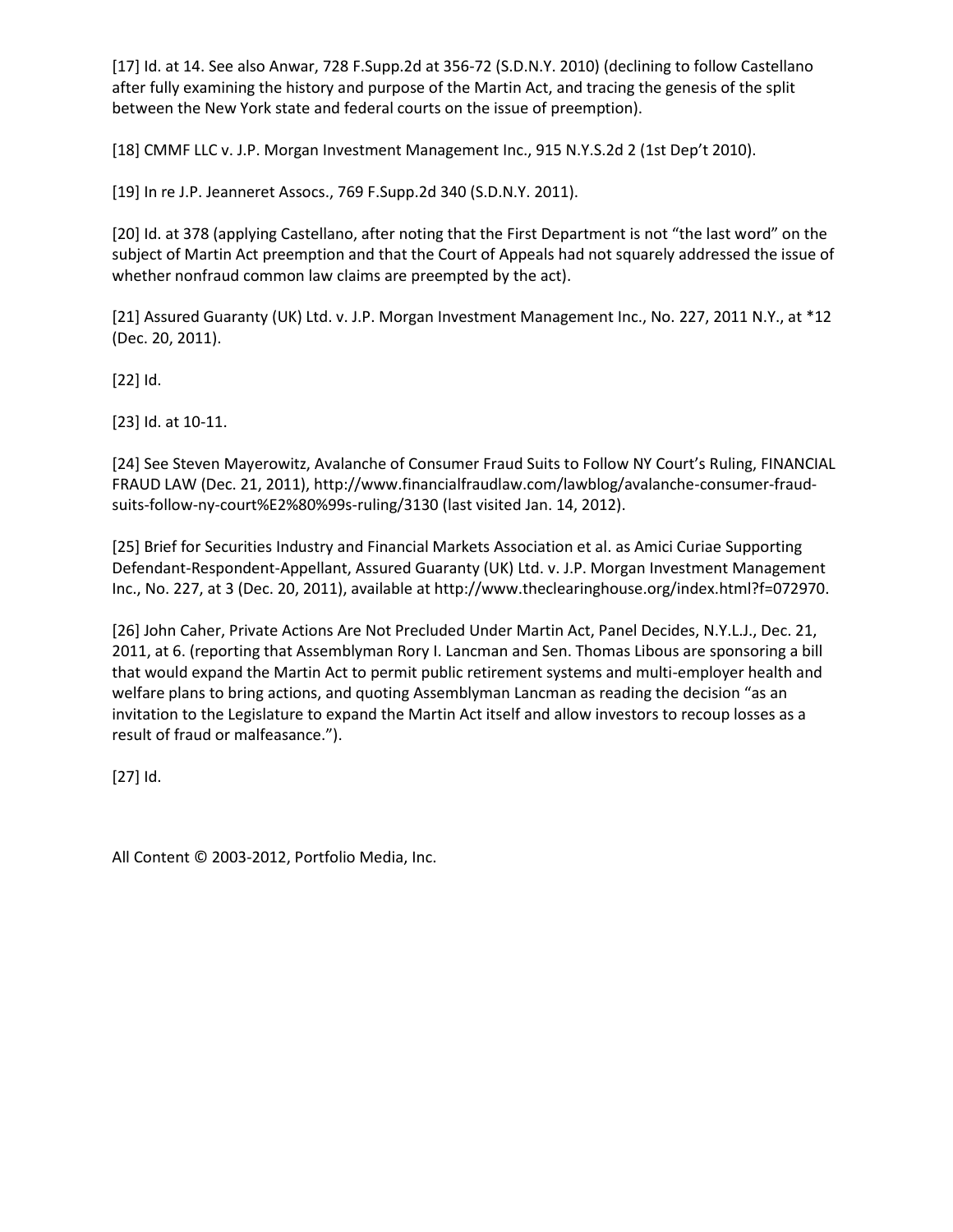[17] Id. at 14. See also Anwar, 728 F.Supp.2d at 356-72 (S.D.N.Y. 2010) (declining to follow Castellano after fully examining the history and purpose of the Martin Act, and tracing the genesis of the split between the New York state and federal courts on the issue of preemption).

[18] CMMF LLC v. J.P. Morgan Investment Management Inc., 915 N.Y.S.2d 2 (1st Dep't 2010).

[19] In re J.P. Jeanneret Assocs., 769 F.Supp.2d 340 (S.D.N.Y. 2011).

[20] Id. at 378 (applying Castellano, after noting that the First Department is not "the last word" on the subject of Martin Act preemption and that the Court of Appeals had not squarely addressed the issue of whether nonfraud common law claims are preempted by the act).

[21] Assured Guaranty (UK) Ltd. v. J.P. Morgan Investment Management Inc., No. 227, 2011 N.Y., at *12 (Dec. 20, 2011).

[22] Id.

[23] Id. at 10-11.

[24] See Steven Mayerowitz, Avalanche of Consumer Fraud Suits to Follow NY Court's Ruling, FINANCIAL FRAUD LAW (Dec. 21, 2011), http://www.financialfraudlaw.com/lawblog/avalanche-consumer-fraud-suits-follow-ny-court%E2%80%99s-ruling/3130 (last visited Jan. 14, 2012).

[25] Brief for Securities Industry and Financial Markets Association et al. as Amici Curiae Supporting Defendant-Respondent-Appellant, Assured Guaranty (UK) Ltd. v. J.P. Morgan Investment Management Inc., No. 227, at 3 (Dec. 20, 2011), available at http://www.theclearinghouse.org/index.html?f=072970.

[26] John Caher, Private Actions Are Not Precluded Under Martin Act, Panel Decides, N.Y.L.J., Dec. 21, 2011, at 6. (reporting that Assemblyman Rory I. Lancman and Sen. Thomas Libous are sponsoring a bill that would expand the Martin Act to permit public retirement systems and multi-employer health and welfare plans to bring actions, and quoting Assemblyman Lancman as reading the decision "as an invitation to the Legislature to expand the Martin Act itself and allow investors to recoup losses as a result of fraud or malfeasance.").

[27] Id.

All Content © 2003-2012, Portfolio Media, Inc.